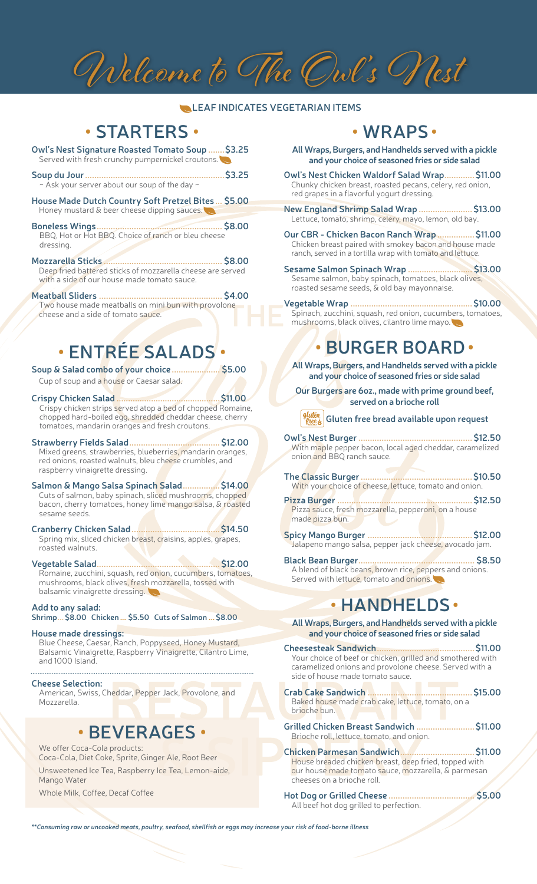# Welcome to The Owl's Nest

LEAF INDICATES VEGETARIAN ITEMS

## • STARTERS •

**Owl's Nest Signature Roasted Tomato Soup** ....... $3.25
Served with fresh crunchy pumpernickel croutons.

**Soup du Jour** ....... $3.25
~ Ask your server about our soup of the day ~

**House Made Dutch Country Soft Pretzel Bites** ... $5.00
Honey mustard & beer cheese dipping sauces.

**Boneless Wings** ....... $8.00
BBQ, Hot or Hot BBQ. Choice of ranch or bleu cheese dressing.

**Mozzarella Sticks** ....... $8.00
Deep fried battered sticks of mozzarella cheese are served with a side of our house made tomato sauce.

**Meatball Sliders** ....... $4.00
Two house made meatballs on mini bun with provolone cheese and a side of tomato sauce.

## • ENTRÉE SALADS •

**Soup & Salad combo of your choice** ....... $5.00
Cup of soup and a house or Caesar salad.

**Crispy Chicken Salad** ....... $11.00
Crispy chicken strips served atop a bed of chopped Romaine, chopped hard-boiled egg, shredded cheddar cheese, cherry tomatoes, mandarin oranges and fresh croutons.

**Strawberry Fields Salad** ....... $12.00
Mixed greens, strawberries, blueberries, mandarin oranges, red onions, roasted walnuts, bleu cheese crumbles, and raspberry vinaigrette dressing.

**Salmon & Mango Salsa Spinach Salad** ....... $14.00
Cuts of salmon, baby spinach, sliced mushrooms, chopped bacon, cherry tomatoes, honey lime mango salsa, & roasted sesame seeds.

**Cranberry Chicken Salad** ....... $14.50
Spring mix, sliced chicken breast, craisins, apples, grapes, roasted walnuts.

**Vegetable Salad** ....... $12.00
Romaine, zucchini, squash, red onion, cucumbers, tomatoes, mushrooms, black olives, fresh mozzarella, tossed with balsamic vinaigrette dressing.

**Add to any salad:**
Shrimp... $8.00 Chicken ... $5.50 Cuts of Salmon ... $8.00

**House made dressings:**
Blue Cheese, Caesar, Ranch, Poppyseed, Honey Mustard, Balsamic Vinaigrette, Raspberry Vinaigrette, Cilantro Lime, and 1000 Island.

**Cheese Selection:**
American, Swiss, Cheddar, Pepper Jack, Provolone, and Mozzarella.

## • BEVERAGES •

We offer Coca-Cola products:
Coca-Cola, Diet Coke, Sprite, Ginger Ale, Root Beer

Unsweetened Ice Tea, Raspberry Ice Tea, Lemon-aide, Mango Water

Whole Milk, Coffee, Decaf Coffee

## • WRAPS •

**All Wraps, Burgers, and Handhelds served with a pickle and your choice of seasoned fries or side salad**

**Owl's Nest Chicken Waldorf Salad Wrap** ....... $11.00
Chunky chicken breast, roasted pecans, celery, red onion, red grapes in a flavorful yogurt dressing.

**New England Shrimp Salad Wrap** ....... $13.00
Lettuce, tomato, shrimp, celery, mayo, lemon, old bay.

**Our CBR - Chicken Bacon Ranch Wrap** ....... $11.00
Chicken breast paired with smokey bacon and house made ranch, served in a tortilla wrap with tomato and lettuce.

**Sesame Salmon Spinach Wrap** ....... $13.00
Sesame salmon, baby spinach, tomatoes, black olives, roasted sesame seeds, & old bay mayonnaise.

**Vegetable Wrap** ....... $10.00
Spinach, zucchini, squash, red onion, cucumbers, tomatoes, mushrooms, black olives, cilantro lime mayo.

## • BURGER BOARD •

**All Wraps, Burgers, and Handhelds served with a pickle and your choice of seasoned fries or side salad**

**Our Burgers are 6oz., made with prime ground beef, served on a brioche roll**

**Gluten free bread available upon request**

**Owl's Nest Burger** ....... $12.50
With maple pepper bacon, local aged cheddar, caramelized onion and BBQ ranch sauce.

**The Classic Burger** ....... $10.50
With your choice of cheese, lettuce, tomato and onion.

**Pizza Burger** ....... $12.50
Pizza sauce, fresh mozzarella, pepperoni, on a house made pizza bun.

**Spicy Mango Burger** ....... $12.00
Jalapeno mango salsa, pepper jack cheese, avocado jam.

**Black Bean Burger** ....... $8.50
A blend of black beans, brown rice, peppers and onions. Served with lettuce, tomato and onions.

## • HANDHELDS •

**All Wraps, Burgers, and Handhelds served with a pickle and your choice of seasoned fries or side salad**

**Cheesesteak Sandwich** ....... $11.00
Your choice of beef or chicken, grilled and smothered with caramelized onions and provolone cheese. Served with a side of house made tomato sauce.

**Crab Cake Sandwich** ....... $15.00
Baked house made crab cake, lettuce, tomato, on a brioche bun.

**Grilled Chicken Breast Sandwich** ....... $11.00
Brioche roll, lettuce, tomato, and onion.

**Chicken Parmesan Sandwich** ....... $11.00
House breaded chicken breast, deep fried, topped with our house made tomato sauce, mozzarella, & parmesan cheeses on a brioche roll.

**Hot Dog or Grilled Cheese** ....... $5.00
All beef hot dog grilled to perfection.

*\*\*Consuming raw or uncooked meats, poultry, seafood, shellfish or eggs may increase your risk of food-borne illness*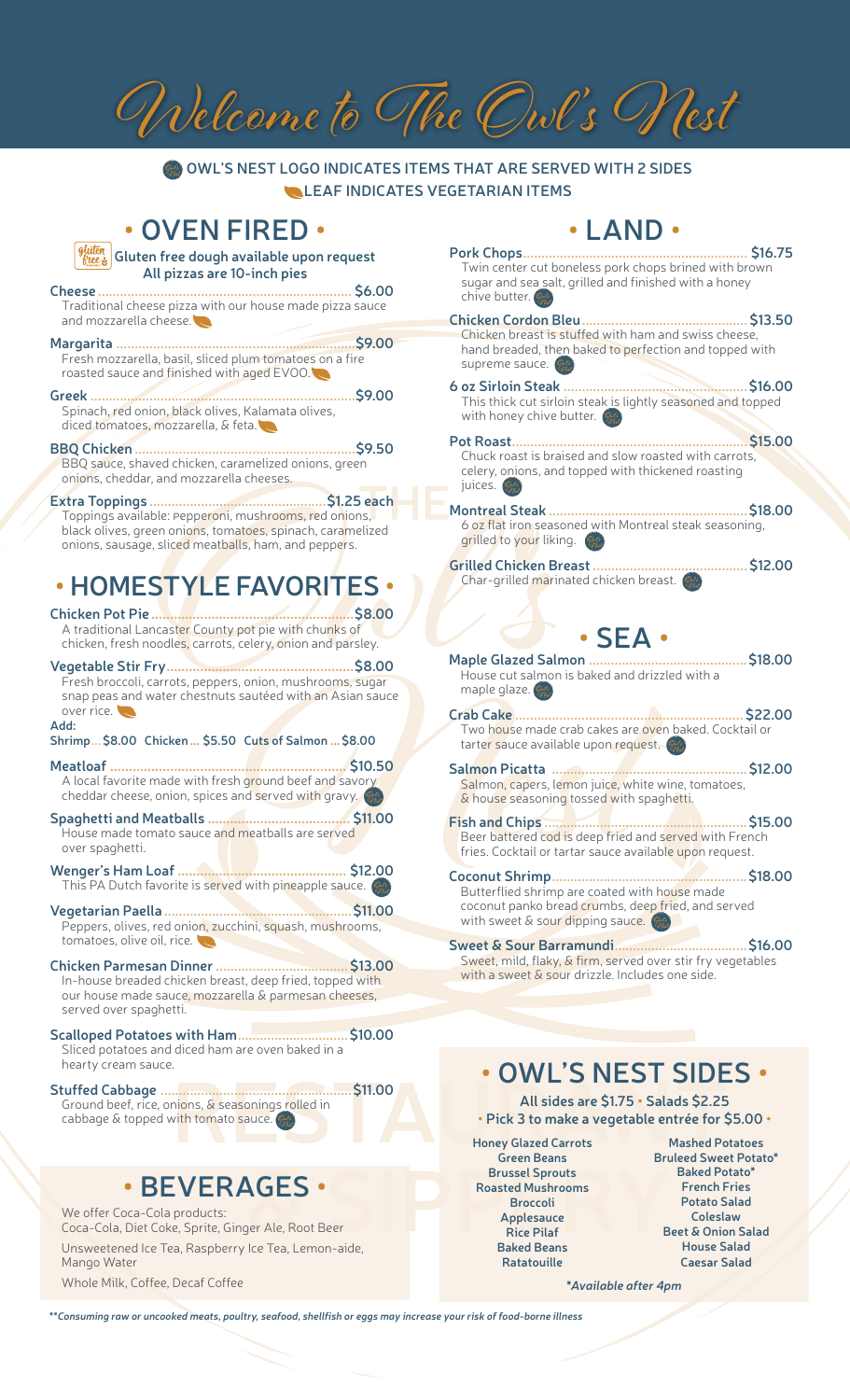# Welcome to The Owl's Nest

OWL'S NEST LOGO INDICATES ITEMS THAT ARE SERVED WITH 2 SIDES

LEAF INDICATES VEGETARIAN ITEMS

## • OVEN FIRED •

**Gluten free dough available upon request**
**All pizzas are 10-inch pies**

**Cheese** ........ $6.00
Traditional cheese pizza with our house made pizza sauce and mozzarella cheese.

**Margarita** ........ $9.00
Fresh mozzarella, basil, sliced plum tomatoes on a fire roasted sauce and finished with aged EVOO.

**Greek** ........ $9.00
Spinach, red onion, black olives, Kalamata olives, diced tomatoes, mozzarella, & feta.

**BBQ Chicken** ........ $9.50
BBQ sauce, shaved chicken, caramelized onions, green onions, cheddar, and mozzarella cheeses.

**Extra Toppings** ........ $1.25 each
Toppings available: Pepperoni, mushrooms, red onions, black olives, green onions, tomatoes, spinach, caramelized onions, sausage, sliced meatballs, ham, and peppers.

## • HOMESTYLE FAVORITES •

**Chicken Pot Pie** ........ $8.00
A traditional Lancaster County pot pie with chunks of chicken, fresh noodles, carrots, celery, onion and parsley.

**Vegetable Stir Fry** ........ $8.00
Fresh broccoli, carrots, peppers, onion, mushrooms, sugar snap peas and water chestnuts sautéed with an Asian sauce over rice.

**Add:**
**Shrimp** ... $8.00 **Chicken** ... $5.50 **Cuts of Salmon** ... $8.00

**Meatloaf** ........ $10.50
A local favorite made with fresh ground beef and savory cheddar cheese, onion, spices and served with gravy.

**Spaghetti and Meatballs** ........ $11.00
House made tomato sauce and meatballs are served over spaghetti.

**Wenger's Ham Loaf** ........ $12.00
This PA Dutch favorite is served with pineapple sauce.

**Vegetarian Paella** ........ $11.00
Peppers, olives, red onion, zucchini, squash, mushrooms, tomatoes, olive oil, rice.

**Chicken Parmesan Dinner** ........ $13.00
In-house breaded chicken breast, deep fried, topped with our house made sauce, mozzarella & parmesan cheeses, served over spaghetti.

**Scalloped Potatoes with Ham** ........ $10.00
Sliced potatoes and diced ham are oven baked in a hearty cream sauce.

**Stuffed Cabbage** ........ $11.00
Ground beef, rice, onions, & seasonings rolled in cabbage & topped with tomato sauce.

## • BEVERAGES •

We offer Coca-Cola products:
Coca-Cola, Diet Coke, Sprite, Ginger Ale, Root Beer

Unsweetened Ice Tea, Raspberry Ice Tea, Lemon-aide, Mango Water

Whole Milk, Coffee, Decaf Coffee

## • LAND •

**Pork Chops** ........ $16.75
Twin center cut boneless pork chops brined with brown sugar and sea salt, grilled and finished with a honey chive butter.

**Chicken Cordon Bleu** ........ $13.50
Chicken breast is stuffed with ham and swiss cheese, hand breaded, then baked to perfection and topped with supreme sauce.

**6 oz Sirloin Steak** ........ $16.00
This thick cut sirloin steak is lightly seasoned and topped with honey chive butter.

**Pot Roast** ........ $15.00
Chuck roast is braised and slow roasted with carrots, celery, onions, and topped with thickened roasting juices.

**Montreal Steak** ........ $18.00
6 oz flat iron seasoned with Montreal steak seasoning, grilled to your liking.

**Grilled Chicken Breast** ........ $12.00
Char-grilled marinated chicken breast.

## • SEA •

**Maple Glazed Salmon** ........ $18.00
House cut salmon is baked and drizzled with a maple glaze.

**Crab Cake** ........ $22.00
Two house made crab cakes are oven baked. Cocktail or tarter sauce available upon request.

**Salmon Picatta** ........ $12.00
Salmon, capers, lemon juice, white wine, tomatoes, & house seasoning tossed with spaghetti.

**Fish and Chips** ........ $15.00
Beer battered cod is deep fried and served with French fries. Cocktail or tartar sauce available upon request.

**Coconut Shrimp** ........ $18.00
Butterflied shrimp are coated with house made coconut panko bread crumbs, deep fried, and served with sweet & sour dipping sauce.

**Sweet & Sour Barramundi** ........ $16.00
Sweet, mild, flaky, & firm, served over stir fry vegetables with a sweet & sour drizzle. Includes one side.

## • OWL'S NEST SIDES •

**All sides are $1.75 • Salads $2.25**
**• Pick 3 to make a vegetable entrée for $5.00 •**

- Honey Glazed Carrots
- Green Beans
- Brussel Sprouts
- Roasted Mushrooms
- Broccoli
- Applesauce
- Rice Pilaf
- Baked Beans
- Ratatouille
- Mashed Potatoes
- Bruleed Sweet Potato*
- Baked Potato*
- French Fries
- Potato Salad
- Coleslaw
- Beet & Onion Salad
- House Salad
- Caesar Salad

*\*Available after 4pm*

*\*\*Consuming raw or uncooked meats, poultry, seafood, shellfish or eggs may increase your risk of food-borne illness*